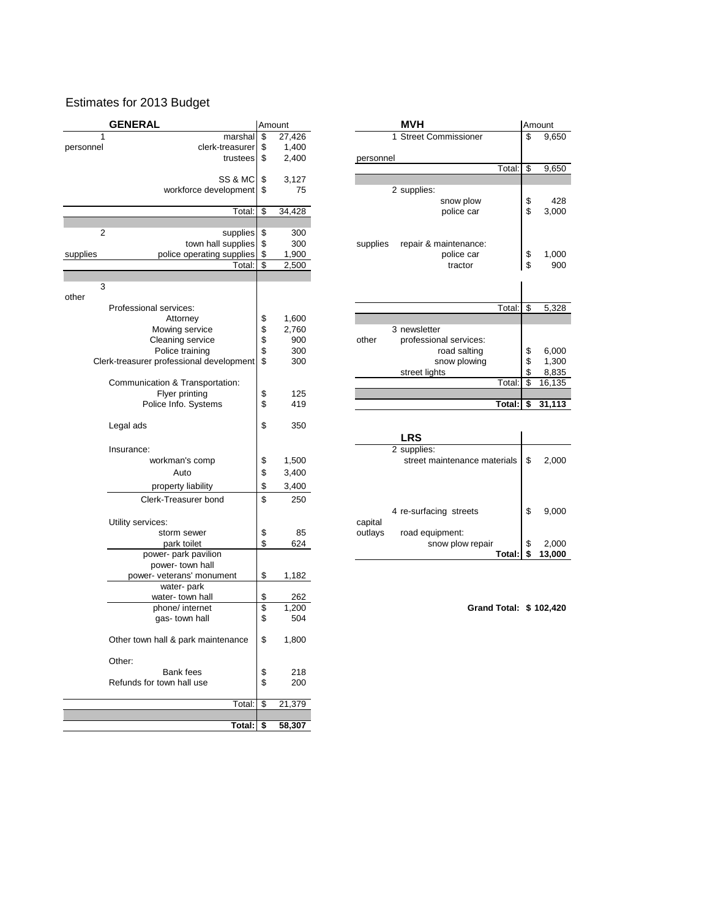# Estimates for 2013 Budget

## GENERAL

| | GENERAL | Amount |
|---|---|---|
| 1 personnel | marshal | $ 27,426 |
| | clerk-treasurer | $ 1,400 |
| | trustees | $ 2,400 |
| | SS & MC | $ 3,127 |
| | workforce development | $ 75 |
| | Total: | $ 34,428 |
| 2 supplies | supplies | $ 300 |
| | town hall supplies | $ 300 |
| | police operating supplies | $ 1,900 |
| | Total: | $ 2,500 |
| 3 other | Professional services: | |
| | Attorney | $ 1,600 |
| | Mowing service | $ 2,760 |
| | Cleaning service | $ 900 |
| | Police training | $ 300 |
| | Clerk-treasurer professional development | $ 300 |
| | Communication & Transportation: | |
| | Flyer printing | $ 125 |
| | Police Info. Systems | $ 419 |
| | Legal ads | $ 350 |
| | Insurance: | |
| | workman's comp | $ 1,500 |
| | Auto | $ 3,400 |
| | property liability | $ 3,400 |
| | Clerk-Treasurer bond | $ 250 |
| | Utility services: | |
| | storm sewer | $ 85 |
| | park toilet | $ 624 |
| | power- park pavilion | |
| | power- town hall | |
| | power- veterans' monument | $ 1,182 |
| | water- park | |
| | water- town hall | $ 262 |
| | phone/ internet | $ 1,200 |
| | gas- town hall | $ 504 |
| | Other town hall & park maintenance | $ 1,800 |
| | Other: | |
| | Bank fees | $ 218 |
| | Refunds for town hall use | $ 200 |
| | Total: | $ 21,379 |
| | **Total:** | **$ 58,307** |

## MVH

| | MVH | Amount |
|---|---|---|
| personnel | 1 Street Commissioner | $ 9,650 |
| | Total: | $ 9,650 |
| supplies | 2 supplies: | |
| | snow plow | $ 428 |
| | police car | $ 3,000 |
| | repair & maintenance: | |
| | police car | $ 1,000 |
| | tractor | $ 900 |
| | Total: | $ 5,328 |
| other | 3 newsletter | |
| | professional services: | |
| | road salting | $ 6,000 |
| | snow plowing | $ 1,300 |
| | street lights | $ 8,835 |
| | Total: | $ 16,135 |
| | **Total:** | **$ 31,113** |

## LRS

| | LRS | |
|---|---|---|
| | 2 supplies: | |
| | street maintenance materials | $ 2,000 |
| capital outlays | 4 re-surfacing streets | $ 9,000 |
| | road equipment: | |
| | snow plow repair | $ 2,000 |
| | **Total:** | **$ 13,000** |

**Grand Total: $ 102,420**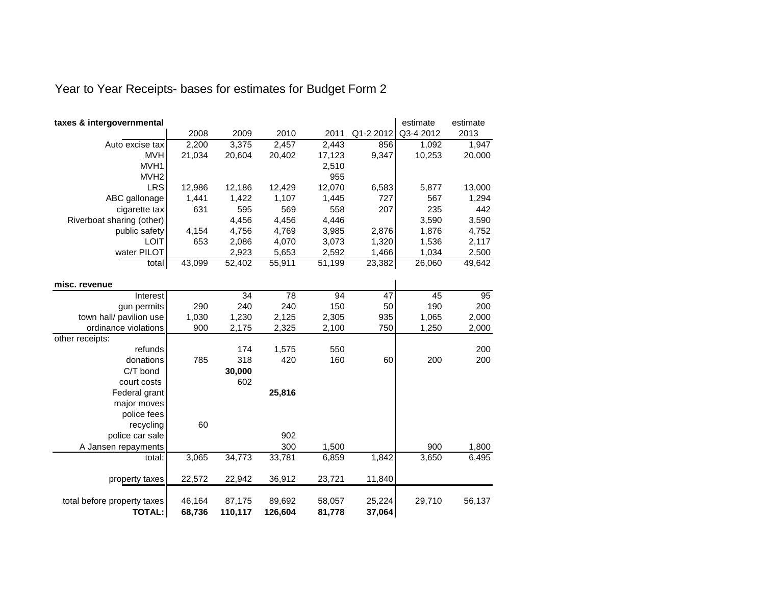# Year to Year Receipts- bases for estimates for Budget Form 2

| **taxes & intergovernmental** | 2008 | 2009 | 2010 | 2011 | Q1-2 2012 | estimate Q3-4 2012 | estimate 2013 |
|---|---|---|---|---|---|---|---|
| Auto excise tax | 2,200 | 3,375 | 2,457 | 2,443 | 856 | 1,092 | 1,947 |
| MVH | 21,034 | 20,604 | 20,402 | 17,123 | 9,347 | 10,253 | 20,000 |
| MVH1 | | | | 2,510 | | | |
| MVH2 | | | | 955 | | | |
| LRS | 12,986 | 12,186 | 12,429 | 12,070 | 6,583 | 5,877 | 13,000 |
| ABC gallonage | 1,441 | 1,422 | 1,107 | 1,445 | 727 | 567 | 1,294 |
| cigarette tax | 631 | 595 | 569 | 558 | 207 | 235 | 442 |
| Riverboat sharing (other) | | 4,456 | 4,456 | 4,446 | | 3,590 | 3,590 |
| public safety | 4,154 | 4,756 | 4,769 | 3,985 | 2,876 | 1,876 | 4,752 |
| LOIT | 653 | 2,086 | 4,070 | 3,073 | 1,320 | 1,536 | 2,117 |
| water PILOT | | 2,923 | 5,653 | 2,592 | 1,466 | 1,034 | 2,500 |
| total | 43,099 | 52,402 | 55,911 | 51,199 | 23,382 | 26,060 | 49,642 |

| **misc. revenue** | 2008 | 2009 | 2010 | 2011 | Q1-2 2012 | estimate Q3-4 2012 | estimate 2013 |
|---|---|---|---|---|---|---|---|
| Interest | | 34 | 78 | 94 | 47 | 45 | 95 |
| gun permits | 290 | 240 | 240 | 150 | 50 | 190 | 200 |
| town hall/ pavilion use | 1,030 | 1,230 | 2,125 | 2,305 | 935 | 1,065 | 2,000 |
| ordinance violations | 900 | 2,175 | 2,325 | 2,100 | 750 | 1,250 | 2,000 |
| other receipts: | | | | | | | |
| refunds | | 174 | 1,575 | 550 | | | 200 |
| donations | 785 | 318 | 420 | 160 | 60 | 200 | 200 |
| C/T bond | | **30,000** | | | | | |
| court costs | | 602 | | | | | |
| Federal grant | | | **25,816** | | | | |
| major moves | | | | | | | |
| police fees | | | | | | | |
| recycling | 60 | | | | | | |
| police car sale | | | 902 | | | | |
| A Jansen repayments | | | 300 | 1,500 | | 900 | 1,800 |
| total: | 3,065 | 34,773 | 33,781 | 6,859 | 1,842 | 3,650 | 6,495 |
| | | | | | | | |
| property taxes | 22,572 | 22,942 | 36,912 | 23,721 | 11,840 | | |
| | | | | | | | |
| total before property taxes | 46,164 | 87,175 | 89,692 | 58,057 | 25,224 | 29,710 | 56,137 |
| **TOTAL:** | **68,736** | **110,117** | **126,604** | **81,778** | **37,064** | | |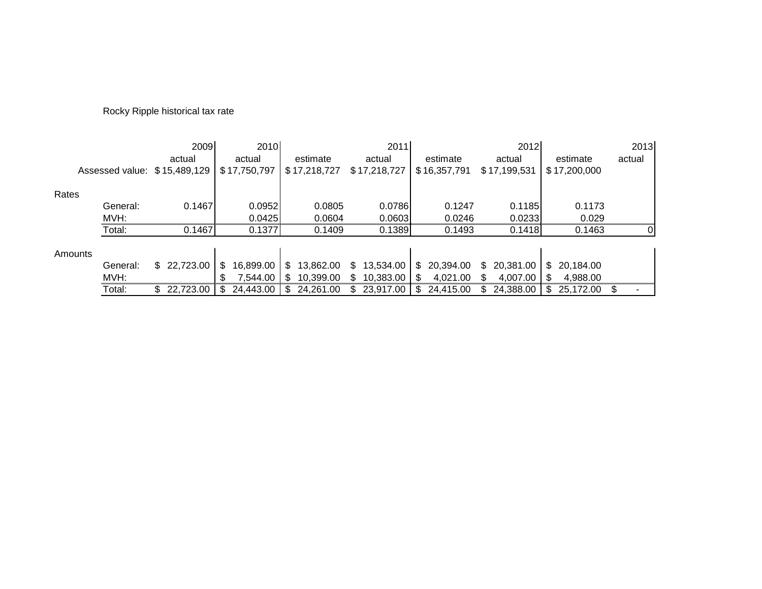Rocky Ripple historical tax rate

| | | 2009 | 2010 | | 2011 | | 2012 | | 2013 |
|---|---|---|---|---|---|---|---|---|---|
| | | actual | actual | estimate | actual | estimate | actual | estimate | actual |
| Assessed value: | | $ 15,489,129 | $ 17,750,797 | $ 17,218,727 | $ 17,218,727 | $ 16,357,791 | $ 17,199,531 | $ 17,200,000 | |
| Rates | | | | | | | | | |
| | General: | 0.1467 | 0.0952 | 0.0805 | 0.0786 | 0.1247 | 0.1185 | 0.1173 | |
| | MVH: | | 0.0425 | 0.0604 | 0.0603 | 0.0246 | 0.0233 | 0.029 | |
| | Total: | 0.1467 | 0.1377 | 0.1409 | 0.1389 | 0.1493 | 0.1418 | 0.1463 | 0 |
| Amounts | | | | | | | | | |
| | General: | $ 22,723.00 | $ 16,899.00 | $ 13,862.00 | $ 13,534.00 | $ 20,394.00 | $ 20,381.00 | $ 20,184.00 | |
| | MVH: | | $ 7,544.00 | $ 10,399.00 | $ 10,383.00 | $ 4,021.00 | $ 4,007.00 | $ 4,988.00 | |
| | Total: | $ 22,723.00 | $ 24,443.00 | $ 24,261.00 | $ 23,917.00 | $ 24,415.00 | $ 24,388.00 | $ 25,172.00 | $ - |